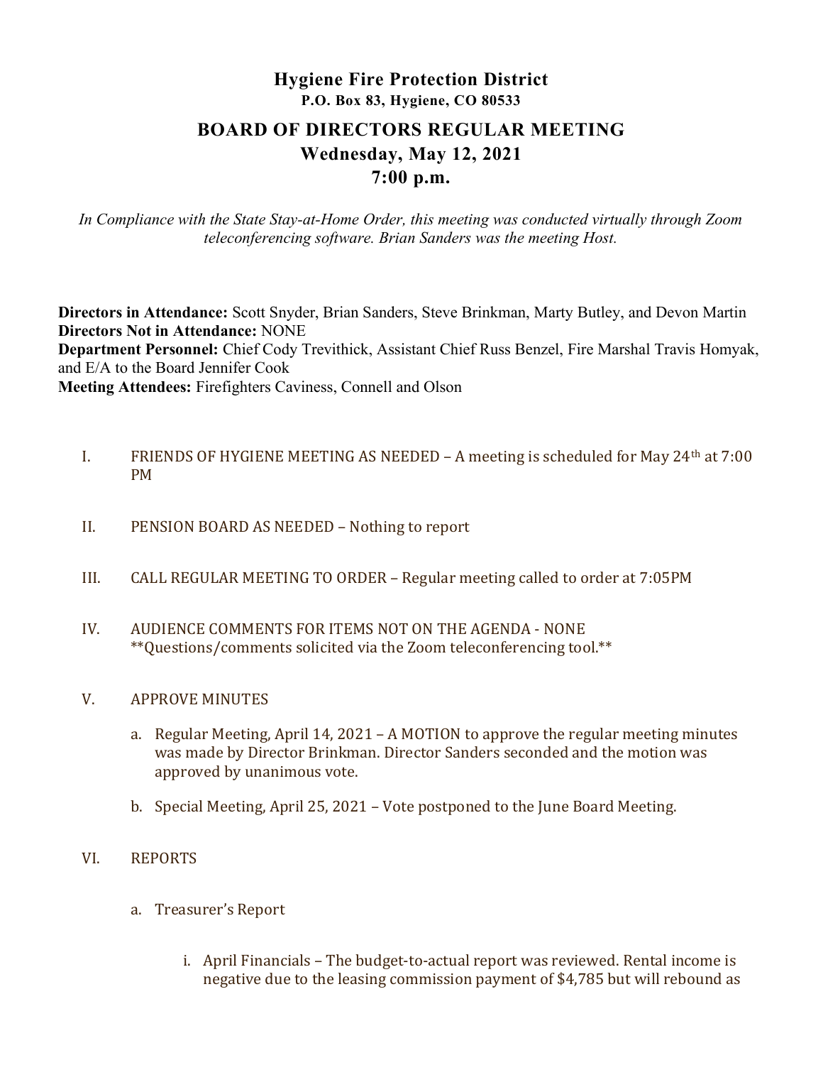# Hygiene Fire Protection District

**P.O. Box 83, Hygiene, CO 80533**

## BOARD OF DIRECTORS REGULAR MEETING

**Wednesday, May 12, 2021**

**7:00 p.m.**

*In Compliance with the State Stay-at-Home Order, this meeting was conducted virtually through Zoom teleconferencing software. Brian Sanders was the meeting Host.*

**Directors in Attendance:** Scott Snyder, Brian Sanders, Steve Brinkman, Marty Butley, and Devon Martin
**Directors Not in Attendance:** NONE
**Department Personnel:** Chief Cody Trevithick, Assistant Chief Russ Benzel, Fire Marshal Travis Homyak, and E/A to the Board Jennifer Cook
**Meeting Attendees:** Firefighters Caviness, Connell and Olson

I. FRIENDS OF HYGIENE MEETING AS NEEDED – A meeting is scheduled for May 24th at 7:00 PM

II. PENSION BOARD AS NEEDED – Nothing to report

III. CALL REGULAR MEETING TO ORDER – Regular meeting called to order at 7:05PM

IV. AUDIENCE COMMENTS FOR ITEMS NOT ON THE AGENDA - NONE
**Questions/comments solicited via the Zoom teleconferencing tool.**

V. APPROVE MINUTES

a. Regular Meeting, April 14, 2021 – A MOTION to approve the regular meeting minutes was made by Director Brinkman. Director Sanders seconded and the motion was approved by unanimous vote.

b. Special Meeting, April 25, 2021 – Vote postponed to the June Board Meeting.

VI. REPORTS

a. Treasurer's Report

i. April Financials – The budget-to-actual report was reviewed. Rental income is negative due to the leasing commission payment of $4,785 but will rebound as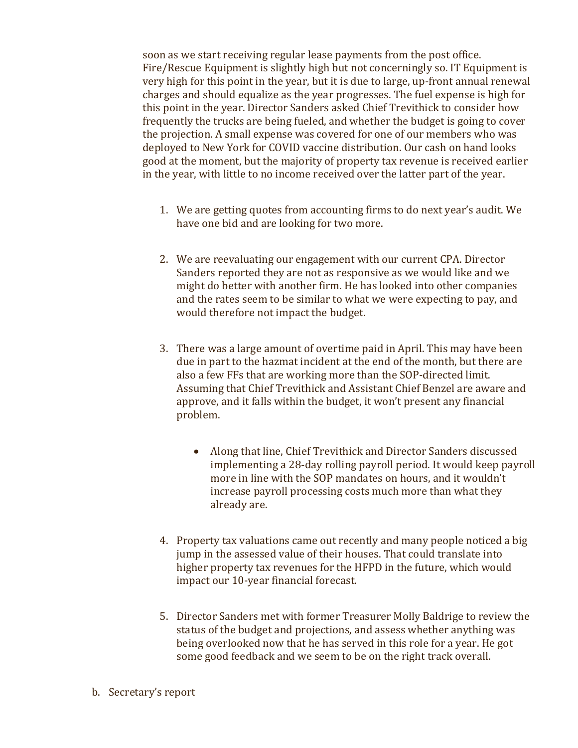soon as we start receiving regular lease payments from the post office. Fire/Rescue Equipment is slightly high but not concerningly so. IT Equipment is very high for this point in the year, but it is due to large, up-front annual renewal charges and should equalize as the year progresses. The fuel expense is high for this point in the year. Director Sanders asked Chief Trevithick to consider how frequently the trucks are being fueled, and whether the budget is going to cover the projection. A small expense was covered for one of our members who was deployed to New York for COVID vaccine distribution. Our cash on hand looks good at the moment, but the majority of property tax revenue is received earlier in the year, with little to no income received over the latter part of the year.

1. We are getting quotes from accounting firms to do next year's audit. We have one bid and are looking for two more.

2. We are reevaluating our engagement with our current CPA. Director Sanders reported they are not as responsive as we would like and we might do better with another firm. He has looked into other companies and the rates seem to be similar to what we were expecting to pay, and would therefore not impact the budget.

3. There was a large amount of overtime paid in April. This may have been due in part to the hazmat incident at the end of the month, but there are also a few FFs that are working more than the SOP-directed limit. Assuming that Chief Trevithick and Assistant Chief Benzel are aware and approve, and it falls within the budget, it won't present any financial problem.

    - Along that line, Chief Trevithick and Director Sanders discussed implementing a 28-day rolling payroll period. It would keep payroll more in line with the SOP mandates on hours, and it wouldn't increase payroll processing costs much more than what they already are.

4. Property tax valuations came out recently and many people noticed a big jump in the assessed value of their houses. That could translate into higher property tax revenues for the HFPD in the future, which would impact our 10-year financial forecast.

5. Director Sanders met with former Treasurer Molly Baldrige to review the status of the budget and projections, and assess whether anything was being overlooked now that he has served in this role for a year. He got some good feedback and we seem to be on the right track overall.

b. Secretary's report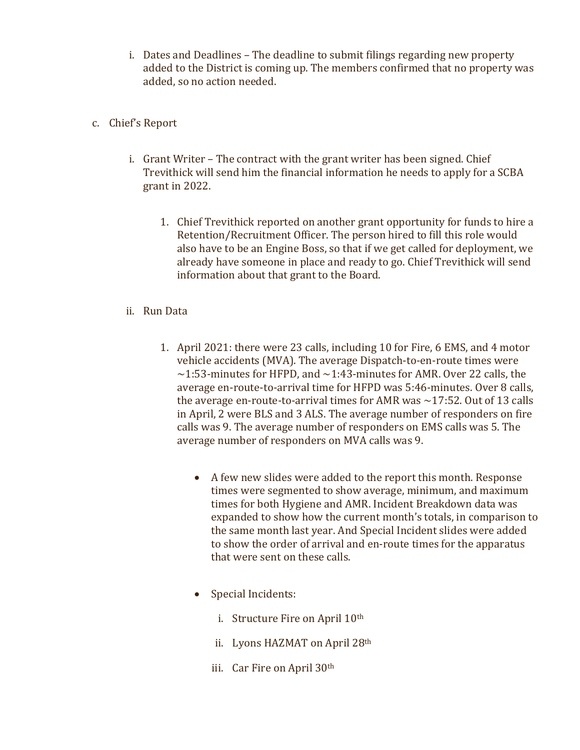i. Dates and Deadlines – The deadline to submit filings regarding new property added to the District is coming up. The members confirmed that no property was added, so no action needed.

c. Chief's Report

i. Grant Writer – The contract with the grant writer has been signed. Chief Trevithick will send him the financial information he needs to apply for a SCBA grant in 2022.

1. Chief Trevithick reported on another grant opportunity for funds to hire a Retention/Recruitment Officer. The person hired to fill this role would also have to be an Engine Boss, so that if we get called for deployment, we already have someone in place and ready to go. Chief Trevithick will send information about that grant to the Board.

ii. Run Data

1. April 2021: there were 23 calls, including 10 for Fire, 6 EMS, and 4 motor vehicle accidents (MVA). The average Dispatch-to-en-route times were ~1:53-minutes for HFPD, and ~1:43-minutes for AMR. Over 22 calls, the average en-route-to-arrival time for HFPD was 5:46-minutes. Over 8 calls, the average en-route-to-arrival times for AMR was ~17:52. Out of 13 calls in April, 2 were BLS and 3 ALS. The average number of responders on fire calls was 9. The average number of responders on EMS calls was 5. The average number of responders on MVA calls was 9.

   - A few new slides were added to the report this month. Response times were segmented to show average, minimum, and maximum times for both Hygiene and AMR. Incident Breakdown data was expanded to show how the current month's totals, in comparison to the same month last year. And Special Incident slides were added to show the order of arrival and en-route times for the apparatus that were sent on these calls.

   - Special Incidents:

     i. Structure Fire on April 10th

     ii. Lyons HAZMAT on April 28th

     iii. Car Fire on April 30th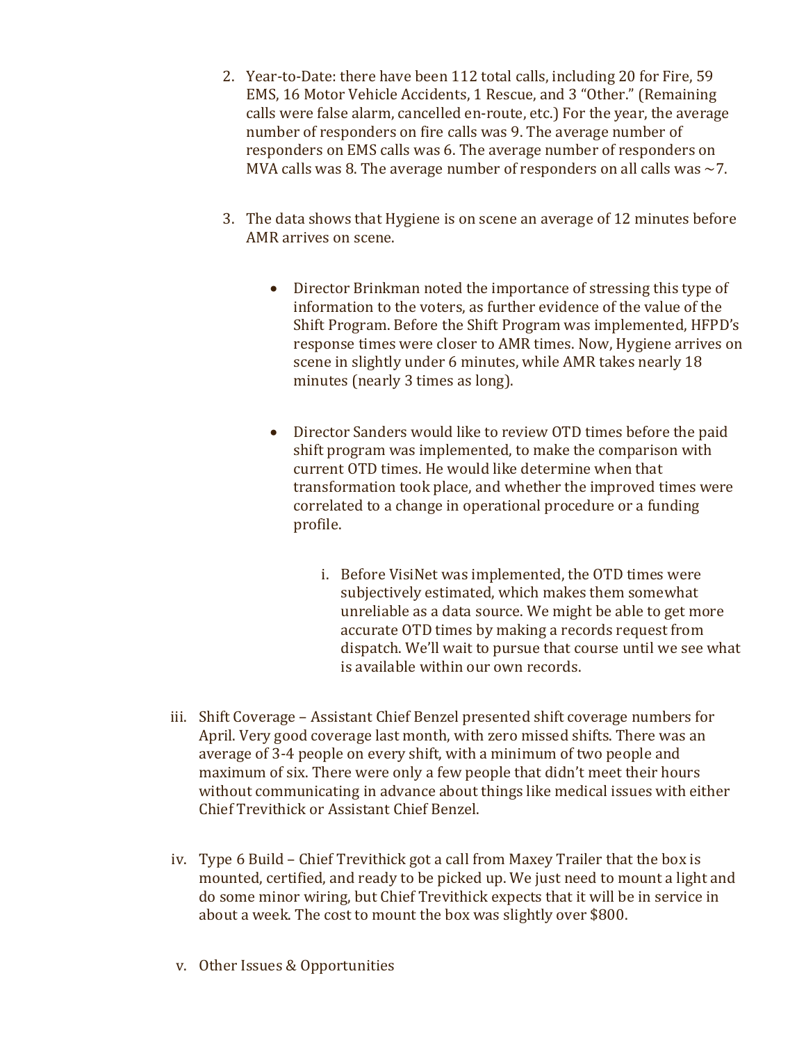2. Year-to-Date: there have been 112 total calls, including 20 for Fire, 59 EMS, 16 Motor Vehicle Accidents, 1 Rescue, and 3 "Other." (Remaining calls were false alarm, cancelled en-route, etc.) For the year, the average number of responders on fire calls was 9. The average number of responders on EMS calls was 6. The average number of responders on MVA calls was 8. The average number of responders on all calls was ~7.

3. The data shows that Hygiene is on scene an average of 12 minutes before AMR arrives on scene.

   - Director Brinkman noted the importance of stressing this type of information to the voters, as further evidence of the value of the Shift Program. Before the Shift Program was implemented, HFPD's response times were closer to AMR times. Now, Hygiene arrives on scene in slightly under 6 minutes, while AMR takes nearly 18 minutes (nearly 3 times as long).

   - Director Sanders would like to review OTD times before the paid shift program was implemented, to make the comparison with current OTD times. He would like determine when that transformation took place, and whether the improved times were correlated to a change in operational procedure or a funding profile.

     i. Before VisiNet was implemented, the OTD times were subjectively estimated, which makes them somewhat unreliable as a data source. We might be able to get more accurate OTD times by making a records request from dispatch. We'll wait to pursue that course until we see what is available within our own records.

iii. Shift Coverage – Assistant Chief Benzel presented shift coverage numbers for April. Very good coverage last month, with zero missed shifts. There was an average of 3-4 people on every shift, with a minimum of two people and maximum of six. There were only a few people that didn't meet their hours without communicating in advance about things like medical issues with either Chief Trevithick or Assistant Chief Benzel.

iv. Type 6 Build – Chief Trevithick got a call from Maxey Trailer that the box is mounted, certified, and ready to be picked up. We just need to mount a light and do some minor wiring, but Chief Trevithick expects that it will be in service in about a week. The cost to mount the box was slightly over $800.

v. Other Issues & Opportunities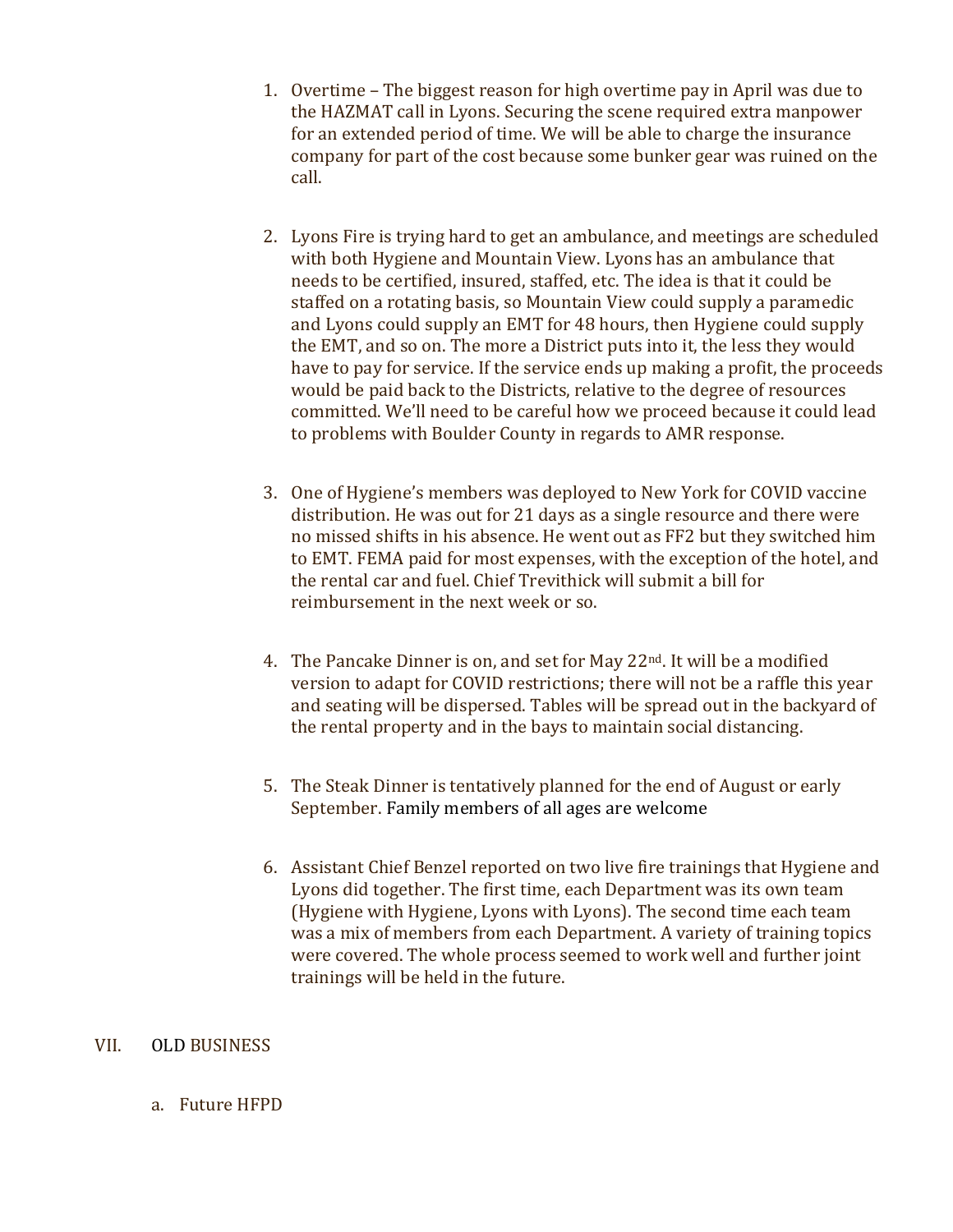1. Overtime – The biggest reason for high overtime pay in April was due to the HAZMAT call in Lyons. Securing the scene required extra manpower for an extended period of time. We will be able to charge the insurance company for part of the cost because some bunker gear was ruined on the call.

2. Lyons Fire is trying hard to get an ambulance, and meetings are scheduled with both Hygiene and Mountain View. Lyons has an ambulance that needs to be certified, insured, staffed, etc. The idea is that it could be staffed on a rotating basis, so Mountain View could supply a paramedic and Lyons could supply an EMT for 48 hours, then Hygiene could supply the EMT, and so on. The more a District puts into it, the less they would have to pay for service. If the service ends up making a profit, the proceeds would be paid back to the Districts, relative to the degree of resources committed. We'll need to be careful how we proceed because it could lead to problems with Boulder County in regards to AMR response.

3. One of Hygiene's members was deployed to New York for COVID vaccine distribution. He was out for 21 days as a single resource and there were no missed shifts in his absence. He went out as FF2 but they switched him to EMT. FEMA paid for most expenses, with the exception of the hotel, and the rental car and fuel. Chief Trevithick will submit a bill for reimbursement in the next week or so.

4. The Pancake Dinner is on, and set for May 22nd. It will be a modified version to adapt for COVID restrictions; there will not be a raffle this year and seating will be dispersed. Tables will be spread out in the backyard of the rental property and in the bays to maintain social distancing.

5. The Steak Dinner is tentatively planned for the end of August or early September. Family members of all ages are welcome

6. Assistant Chief Benzel reported on two live fire trainings that Hygiene and Lyons did together. The first time, each Department was its own team (Hygiene with Hygiene, Lyons with Lyons). The second time each team was a mix of members from each Department. A variety of training topics were covered. The whole process seemed to work well and further joint trainings will be held in the future.

## VII. OLD BUSINESS

a. Future HFPD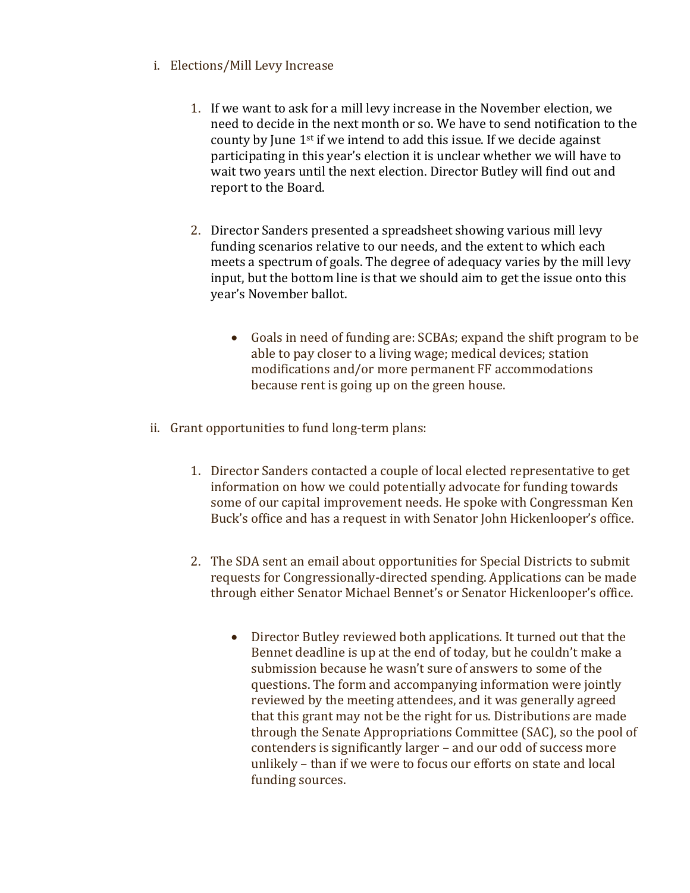i. Elections/Mill Levy Increase

1. If we want to ask for a mill levy increase in the November election, we need to decide in the next month or so. We have to send notification to the county by June 1st if we intend to add this issue. If we decide against participating in this year's election it is unclear whether we will have to wait two years until the next election. Director Butley will find out and report to the Board.

2. Director Sanders presented a spreadsheet showing various mill levy funding scenarios relative to our needs, and the extent to which each meets a spectrum of goals. The degree of adequacy varies by the mill levy input, but the bottom line is that we should aim to get the issue onto this year's November ballot.

   - Goals in need of funding are: SCBAs; expand the shift program to be able to pay closer to a living wage; medical devices; station modifications and/or more permanent FF accommodations because rent is going up on the green house.

ii. Grant opportunities to fund long-term plans:

1. Director Sanders contacted a couple of local elected representative to get information on how we could potentially advocate for funding towards some of our capital improvement needs. He spoke with Congressman Ken Buck's office and has a request in with Senator John Hickenlooper's office.

2. The SDA sent an email about opportunities for Special Districts to submit requests for Congressionally-directed spending. Applications can be made through either Senator Michael Bennet's or Senator Hickenlooper's office.

   - Director Butley reviewed both applications. It turned out that the Bennet deadline is up at the end of today, but he couldn't make a submission because he wasn't sure of answers to some of the questions. The form and accompanying information were jointly reviewed by the meeting attendees, and it was generally agreed that this grant may not be the right for us. Distributions are made through the Senate Appropriations Committee (SAC), so the pool of contenders is significantly larger – and our odd of success more unlikely – than if we were to focus our efforts on state and local funding sources.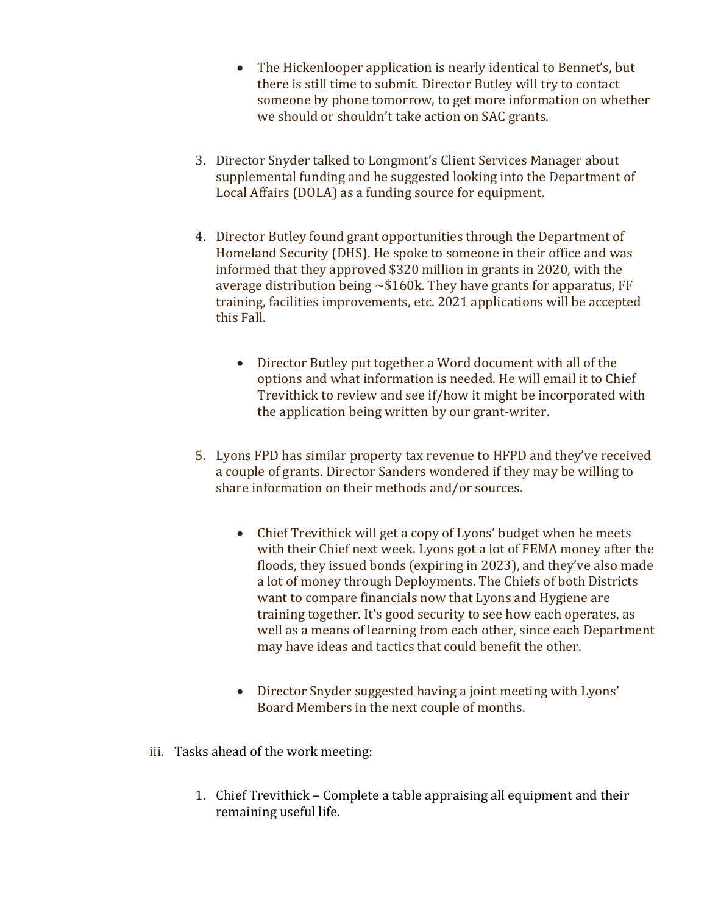- The Hickenlooper application is nearly identical to Bennet's, but there is still time to submit. Director Butley will try to contact someone by phone tomorrow, to get more information on whether we should or shouldn't take action on SAC grants.

3. Director Snyder talked to Longmont's Client Services Manager about supplemental funding and he suggested looking into the Department of Local Affairs (DOLA) as a funding source for equipment.

4. Director Butley found grant opportunities through the Department of Homeland Security (DHS). He spoke to someone in their office and was informed that they approved $320 million in grants in 2020, with the average distribution being ~$160k. They have grants for apparatus, FF training, facilities improvements, etc. 2021 applications will be accepted this Fall.

    - Director Butley put together a Word document with all of the options and what information is needed. He will email it to Chief Trevithick to review and see if/how it might be incorporated with the application being written by our grant-writer.

5. Lyons FPD has similar property tax revenue to HFPD and they've received a couple of grants. Director Sanders wondered if they may be willing to share information on their methods and/or sources.

    - Chief Trevithick will get a copy of Lyons' budget when he meets with their Chief next week. Lyons got a lot of FEMA money after the floods, they issued bonds (expiring in 2023), and they've also made a lot of money through Deployments. The Chiefs of both Districts want to compare financials now that Lyons and Hygiene are training together. It's good security to see how each operates, as well as a means of learning from each other, since each Department may have ideas and tactics that could benefit the other.

    - Director Snyder suggested having a joint meeting with Lyons' Board Members in the next couple of months.

iii. Tasks ahead of the work meeting:

1. Chief Trevithick – Complete a table appraising all equipment and their remaining useful life.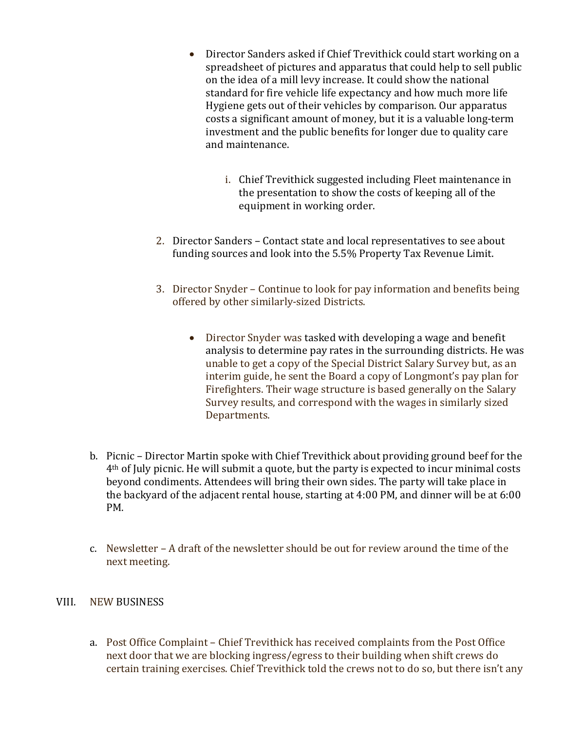- Director Sanders asked if Chief Trevithick could start working on a spreadsheet of pictures and apparatus that could help to sell public on the idea of a mill levy increase. It could show the national standard for fire vehicle life expectancy and how much more life Hygiene gets out of their vehicles by comparison. Our apparatus costs a significant amount of money, but it is a valuable long-term investment and the public benefits for longer due to quality care and maintenance.

  i. Chief Trevithick suggested including Fleet maintenance in the presentation to show the costs of keeping all of the equipment in working order.

2. Director Sanders – Contact state and local representatives to see about funding sources and look into the 5.5% Property Tax Revenue Limit.

3. Director Snyder – Continue to look for pay information and benefits being offered by other similarly-sized Districts.

   - Director Snyder was tasked with developing a wage and benefit analysis to determine pay rates in the surrounding districts. He was unable to get a copy of the Special District Salary Survey but, as an interim guide, he sent the Board a copy of Longmont's pay plan for Firefighters. Their wage structure is based generally on the Salary Survey results, and correspond with the wages in similarly sized Departments.

b. Picnic – Director Martin spoke with Chief Trevithick about providing ground beef for the 4th of July picnic. He will submit a quote, but the party is expected to incur minimal costs beyond condiments. Attendees will bring their own sides. The party will take place in the backyard of the adjacent rental house, starting at 4:00 PM, and dinner will be at 6:00 PM.

c. Newsletter – A draft of the newsletter should be out for review around the time of the next meeting.

## VIII. NEW BUSINESS

a. Post Office Complaint – Chief Trevithick has received complaints from the Post Office next door that we are blocking ingress/egress to their building when shift crews do certain training exercises. Chief Trevithick told the crews not to do so, but there isn't any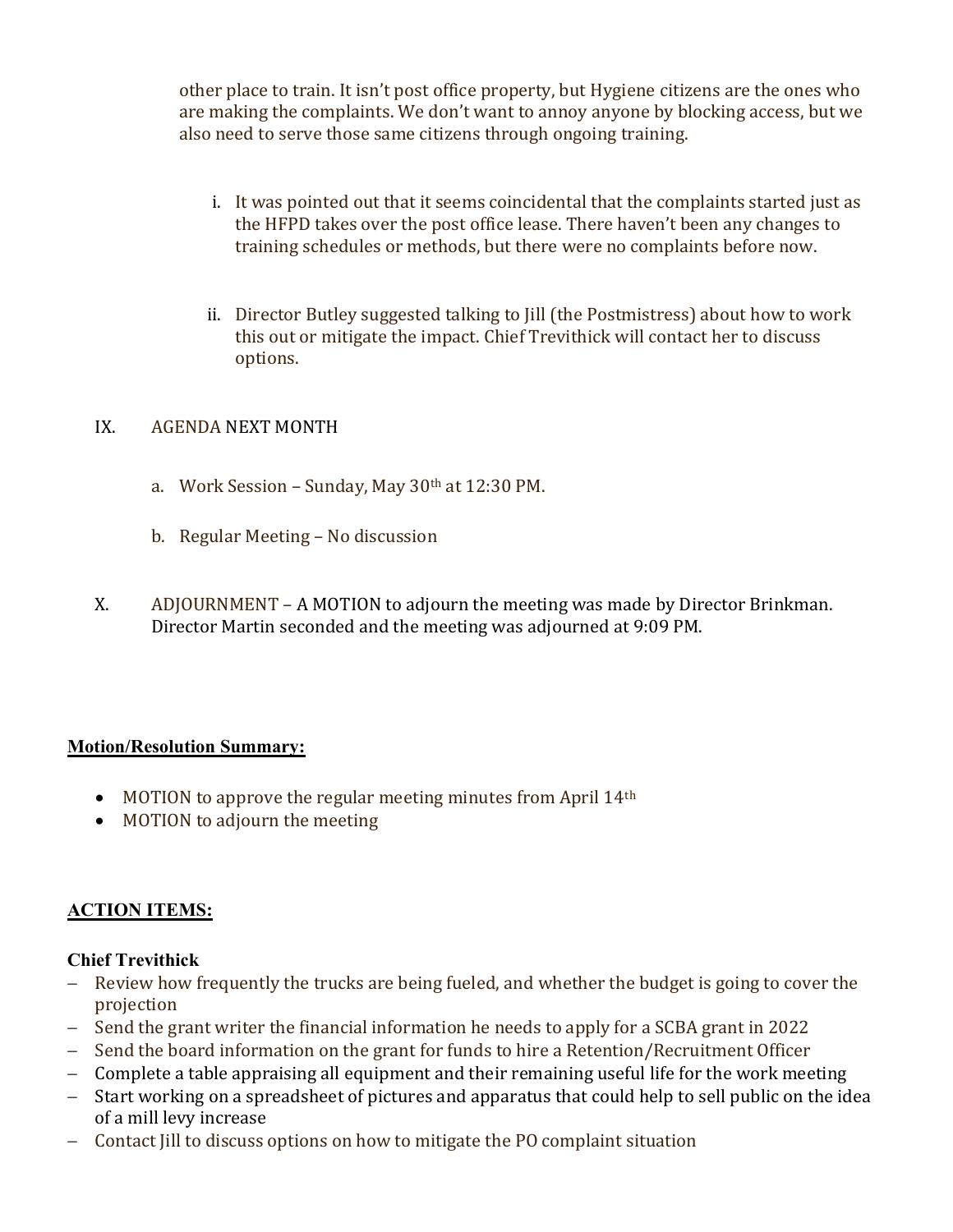other place to train. It isn't post office property, but Hygiene citizens are the ones who are making the complaints. We don't want to annoy anyone by blocking access, but we also need to serve those same citizens through ongoing training.

i. It was pointed out that it seems coincidental that the complaints started just as the HFPD takes over the post office lease. There haven't been any changes to training schedules or methods, but there were no complaints before now.

ii. Director Butley suggested talking to Jill (the Postmistress) about how to work this out or mitigate the impact. Chief Trevithick will contact her to discuss options.

IX. AGENDA NEXT MONTH

a. Work Session – Sunday, May 30th at 12:30 PM.

b. Regular Meeting – No discussion

X. ADJOURNMENT – A MOTION to adjourn the meeting was made by Director Brinkman. Director Martin seconded and the meeting was adjourned at 9:09 PM.

**Motion/Resolution Summary:**

- MOTION to approve the regular meeting minutes from April 14th
- MOTION to adjourn the meeting

**ACTION ITEMS:**

**Chief Trevithick**

- Review how frequently the trucks are being fueled, and whether the budget is going to cover the projection
- Send the grant writer the financial information he needs to apply for a SCBA grant in 2022
- Send the board information on the grant for funds to hire a Retention/Recruitment Officer
- Complete a table appraising all equipment and their remaining useful life for the work meeting
- Start working on a spreadsheet of pictures and apparatus that could help to sell public on the idea of a mill levy increase
- Contact Jill to discuss options on how to mitigate the PO complaint situation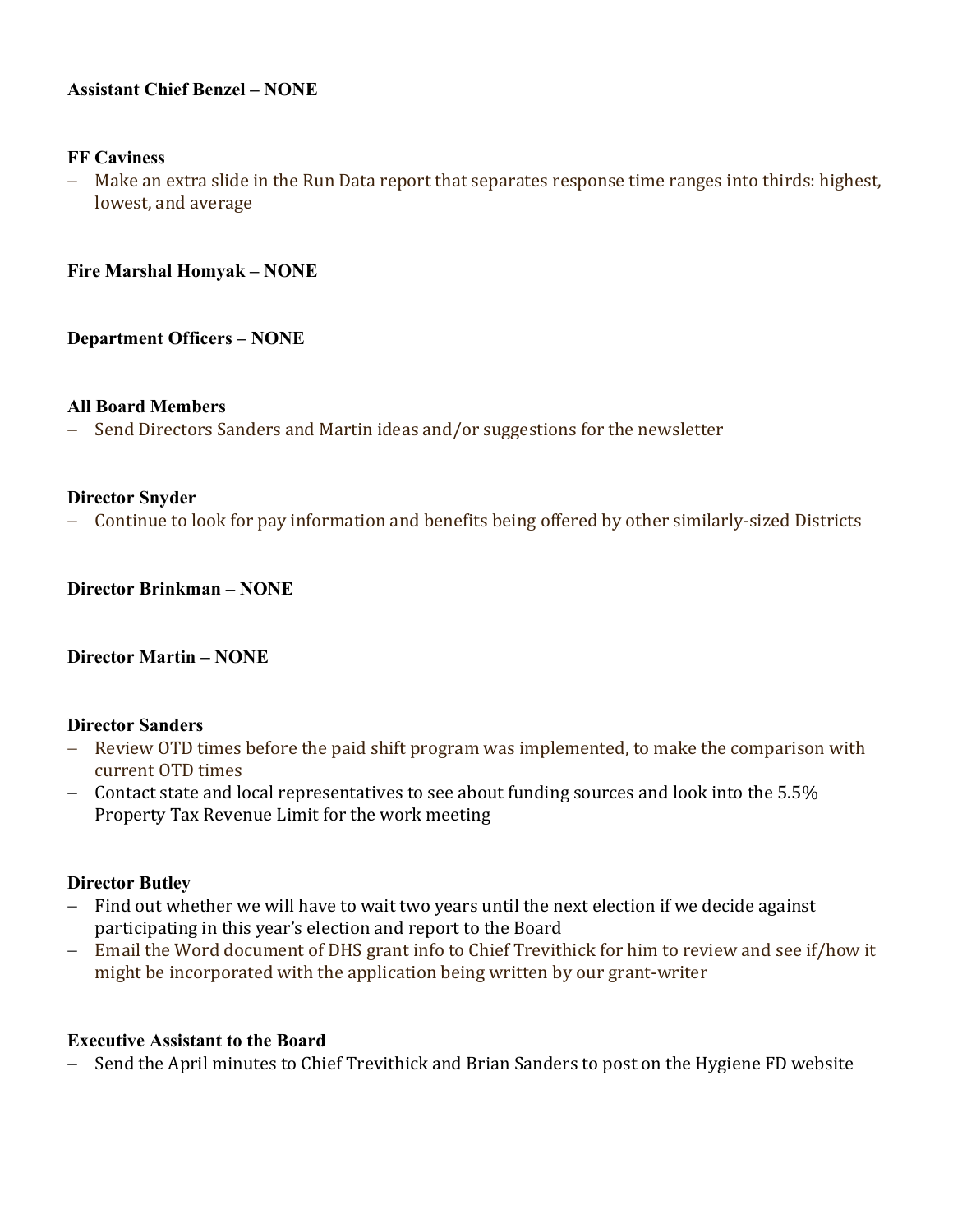**Assistant Chief Benzel – NONE**

**FF Caviness**

- Make an extra slide in the Run Data report that separates response time ranges into thirds: highest, lowest, and average

**Fire Marshal Homyak – NONE**

**Department Officers – NONE**

**All Board Members**

- Send Directors Sanders and Martin ideas and/or suggestions for the newsletter

**Director Snyder**

- Continue to look for pay information and benefits being offered by other similarly-sized Districts

**Director Brinkman – NONE**

**Director Martin – NONE**

**Director Sanders**

- Review OTD times before the paid shift program was implemented, to make the comparison with current OTD times
- Contact state and local representatives to see about funding sources and look into the 5.5% Property Tax Revenue Limit for the work meeting

**Director Butley**

- Find out whether we will have to wait two years until the next election if we decide against participating in this year's election and report to the Board
- Email the Word document of DHS grant info to Chief Trevithick for him to review and see if/how it might be incorporated with the application being written by our grant-writer

**Executive Assistant to the Board**

- Send the April minutes to Chief Trevithick and Brian Sanders to post on the Hygiene FD website